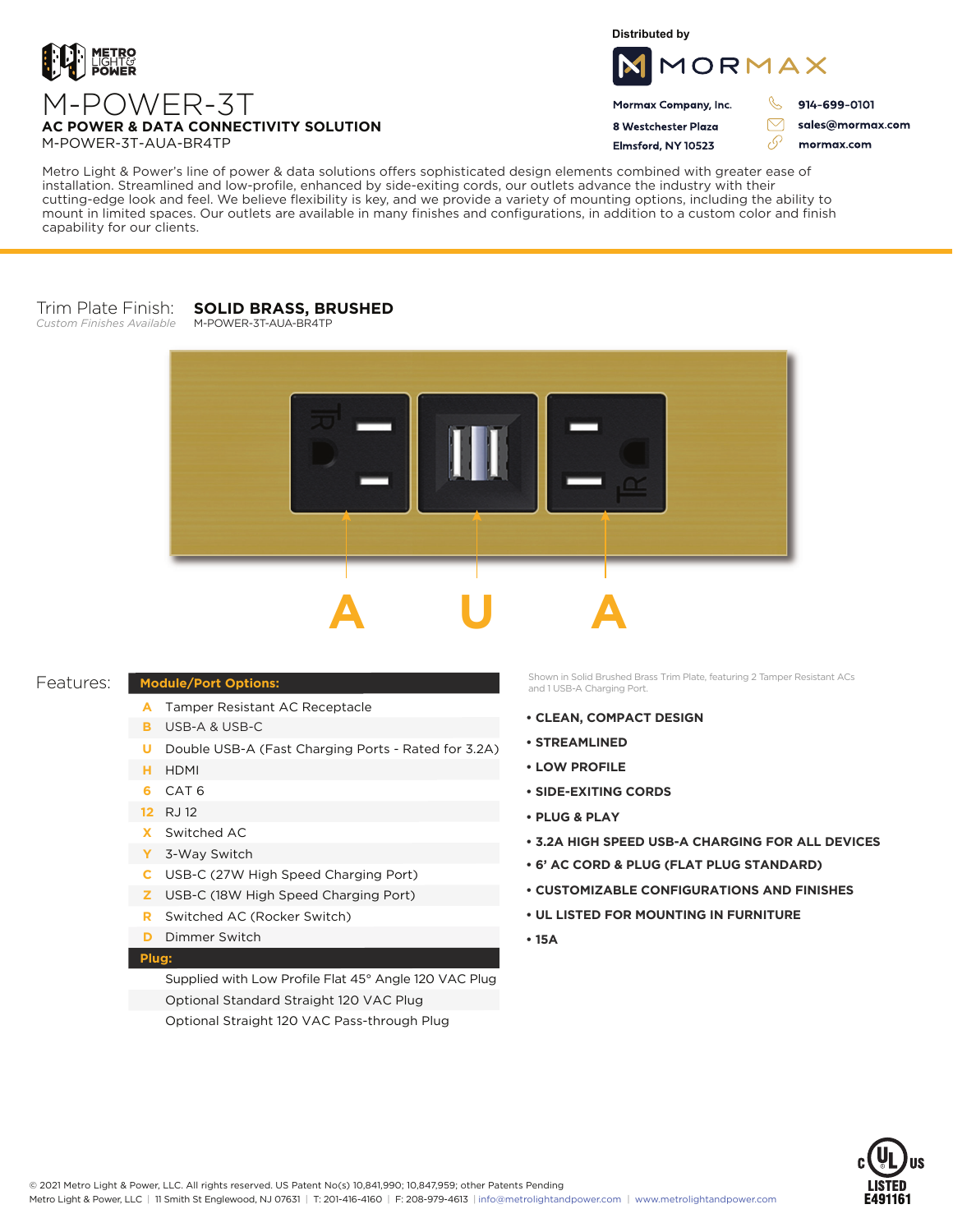METRO LIGHT & POWER

# M-POWER-3T

**AC POWER & DATA CONNECTIVITY SOLUTION**

M-POWER-3T-AUA-BR4TP

Distributed by

MORMAX

**Mormax Company, Inc.**
**8 Westchester Plaza**
**Elmsford, NY 10523**

**914-699-0101**
**sales@mormax.com**
**mormax.com**

Metro Light & Power's line of power & data solutions offers sophisticated design elements combined with greater ease of installation. Streamlined and low-profile, enhanced by side-exiting cords, our outlets advance the industry with their cutting-edge look and feel. We believe flexibility is key, and we provide a variety of mounting options, including the ability to mount in limited spaces. Our outlets are available in many finishes and configurations, in addition to a custom color and finish capability for our clients.

Trim Plate Finish: **SOLID BRASS, BRUSHED**
*Custom Finishes Available*
M-POWER-3T-AUA-BR4TP

**A U A**

Shown in Solid Brushed Brass Trim Plate, featuring 2 Tamper Resistant ACs and 1 USB-A Charging Port.

## Features:

| Module/Port Options: | |
|---|---|
| A | Tamper Resistant AC Receptacle |
| B | USB-A & USB-C |
| U | Double USB-A (Fast Charging Ports - Rated for 3.2A) |
| H | HDMI |
| 6 | CAT 6 |
| 12 | RJ 12 |
| X | Switched AC |
| Y | 3-Way Switch |
| C | USB-C (27W High Speed Charging Port) |
| Z | USB-C (18W High Speed Charging Port) |
| R | Switched AC (Rocker Switch) |
| D | Dimmer Switch |
| **Plug:** | |
| | Supplied with Low Profile Flat 45° Angle 120 VAC Plug |
| | Optional Standard Straight 120 VAC Plug |
| | Optional Straight 120 VAC Pass-through Plug |

- **CLEAN, COMPACT DESIGN**
- **STREAMLINED**
- **LOW PROFILE**
- **SIDE-EXITING CORDS**
- **PLUG & PLAY**
- **3.2A HIGH SPEED USB-A CHARGING FOR ALL DEVICES**
- **6' AC CORD & PLUG (FLAT PLUG STANDARD)**
- **CUSTOMIZABLE CONFIGURATIONS AND FINISHES**
- **UL LISTED FOR MOUNTING IN FURNITURE**
- **15A**

c UL us LISTED E491161

© 2021 Metro Light & Power, LLC. All rights reserved. US Patent No(s) 10,841,990; 10,847,959; other Patents Pending
Metro Light & Power, LLC | 11 Smith St Englewood, NJ 07631 | T: 201-416-4160 | F: 208-979-4613 | info@metrolightandpower.com | www.metrolightandpower.com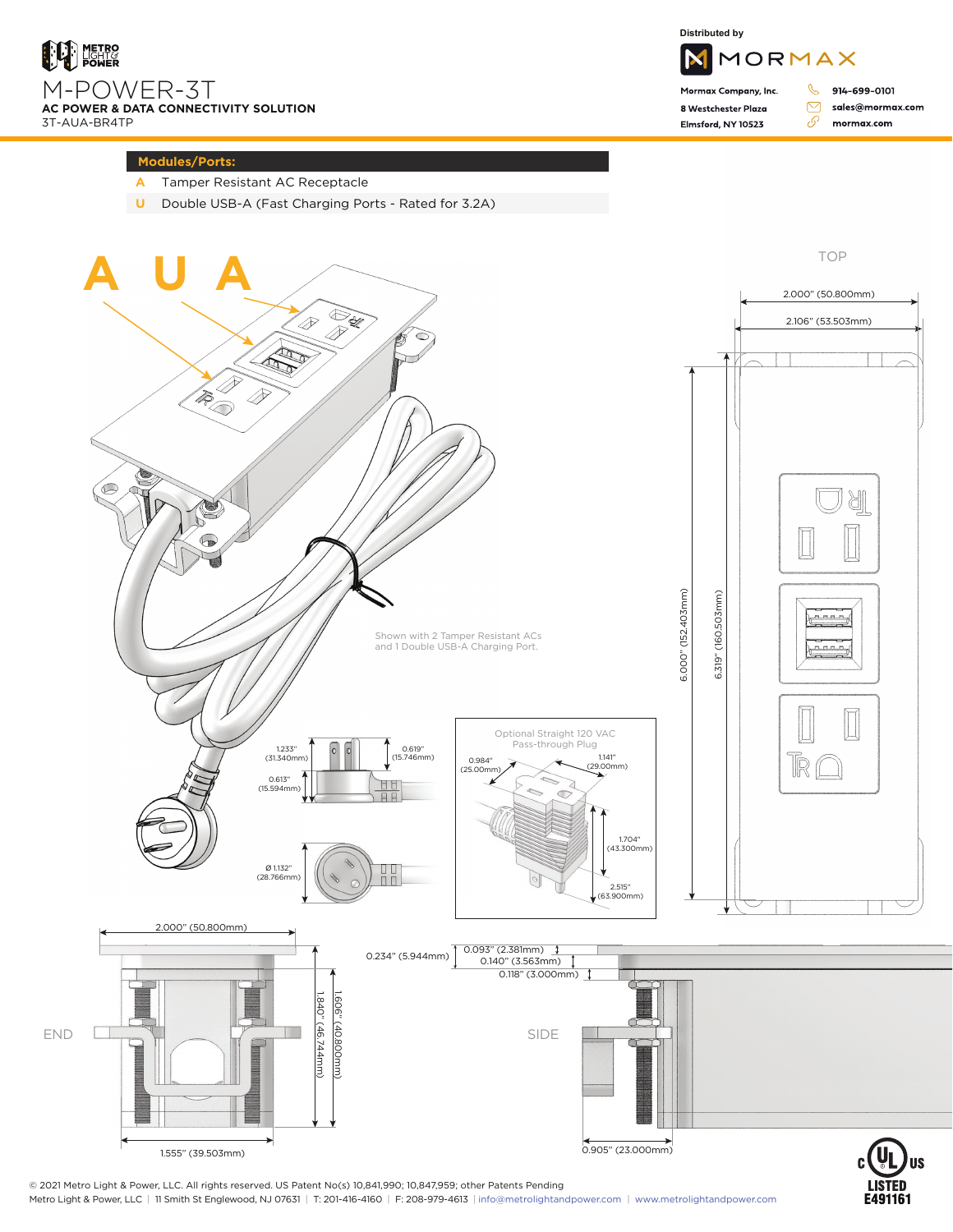METRO LIGHT & POWER

# M-POWER-3T

**AC POWER & DATA CONNECTIVITY SOLUTION**

3T-AUA-BR4TP

Distributed by

MORMAX

Mormax Company, Inc.
8 Westchester Plaza
Elmsford, NY 10523

914-699-0101
sales@mormax.com
mormax.com

## Modules/Ports:

| | |
|---|---|
| **A** | Tamper Resistant AC Receptacle |
| **U** | Double USB-A (Fast Charging Ports - Rated for 3.2A) |

A U A

Shown with 2 Tamper Resistant ACs and 1 Double USB-A Charging Port.

TOP

2.000" (50.800mm)
2.106" (53.503mm)
6.000" (152.403mm)
6.319" (160.503mm)

1.233" (31.340mm)
0.619" (15.746mm)
0.613" (15.594mm)
Ø 1.132" (28.766mm)

Optional Straight 120 VAC Pass-through Plug

0.984" (25.00mm)
1.141" (29.00mm)
1.704" (43.300mm)
2.515" (63.900mm)

END

2.000" (50.800mm)
1.840" (46.744mm)
1.606" (40.800mm)
1.555" (39.503mm)

SIDE

0.234" (5.944mm)
0.093" (2.381mm)
0.140" (3.563mm)
0.118" (3.000mm)
0.905" (23.000mm)

c UL us LISTED E491161

© 2021 Metro Light & Power, LLC. All rights reserved. US Patent No(s) 10,841,990; 10,847,959; other Patents Pending

Metro Light & Power, LLC | 11 Smith St Englewood, NJ 07631 | T: 201-416-4160 | F: 208-979-4613 | info@metrolightandpower.com | www.metrolightandpower.com